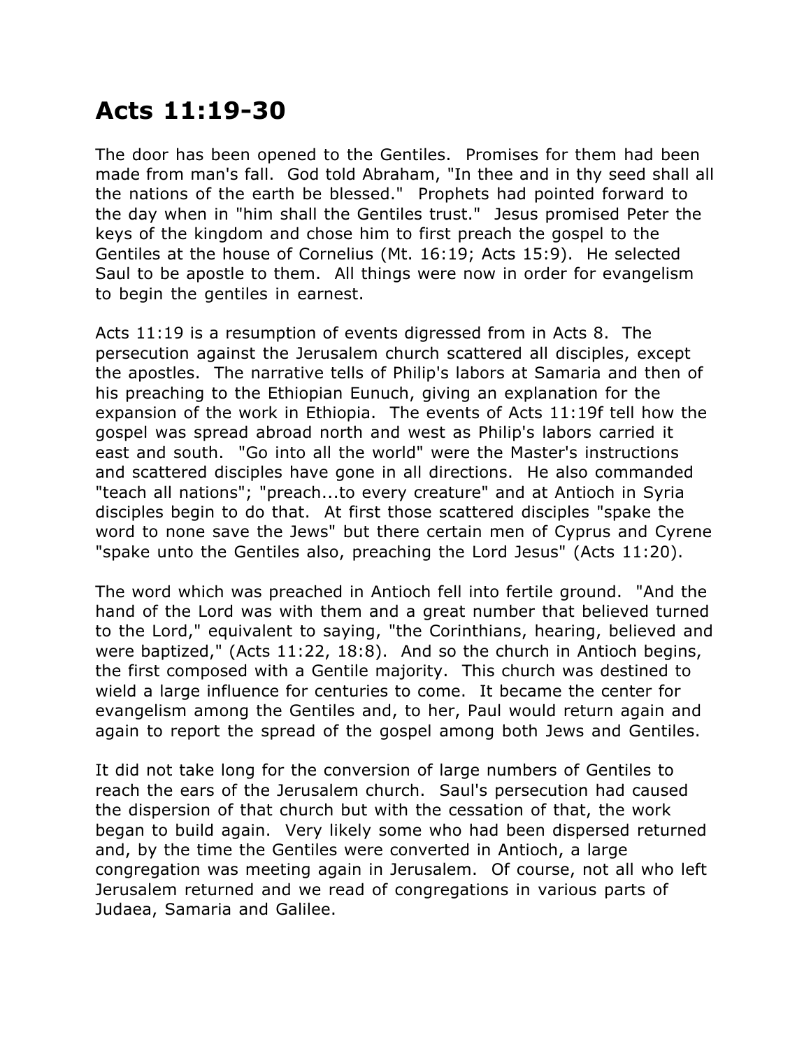# Acts 11:19-30

The door has been opened to the Gentiles. Promises for them had been made from man's fall. God told Abraham, "In thee and in thy seed shall all the nations of the earth be blessed." Prophets had pointed forward to the day when in "him shall the Gentiles trust." Jesus promised Peter the keys of the kingdom and chose him to first preach the gospel to the Gentiles at the house of Cornelius (Mt. 16:19; Acts 15:9). He selected Saul to be apostle to them. All things were now in order for evangelism to begin the gentiles in earnest.

Acts 11:19 is a resumption of events digressed from in Acts 8. The persecution against the Jerusalem church scattered all disciples, except the apostles. The narrative tells of Philip's labors at Samaria and then of his preaching to the Ethiopian Eunuch, giving an explanation for the expansion of the work in Ethiopia. The events of Acts 11:19f tell how the gospel was spread abroad north and west as Philip's labors carried it east and south. "Go into all the world" were the Master's instructions and scattered disciples have gone in all directions. He also commanded "teach all nations"; "preach...to every creature" and at Antioch in Syria disciples begin to do that. At first those scattered disciples "spake the word to none save the Jews" but there certain men of Cyprus and Cyrene "spake unto the Gentiles also, preaching the Lord Jesus" (Acts 11:20).

The word which was preached in Antioch fell into fertile ground. "And the hand of the Lord was with them and a great number that believed turned to the Lord," equivalent to saying, "the Corinthians, hearing, believed and were baptized," (Acts 11:22, 18:8). And so the church in Antioch begins, the first composed with a Gentile majority. This church was destined to wield a large influence for centuries to come. It became the center for evangelism among the Gentiles and, to her, Paul would return again and again to report the spread of the gospel among both Jews and Gentiles.

It did not take long for the conversion of large numbers of Gentiles to reach the ears of the Jerusalem church. Saul's persecution had caused the dispersion of that church but with the cessation of that, the work began to build again. Very likely some who had been dispersed returned and, by the time the Gentiles were converted in Antioch, a large congregation was meeting again in Jerusalem. Of course, not all who left Jerusalem returned and we read of congregations in various parts of Judaea, Samaria and Galilee.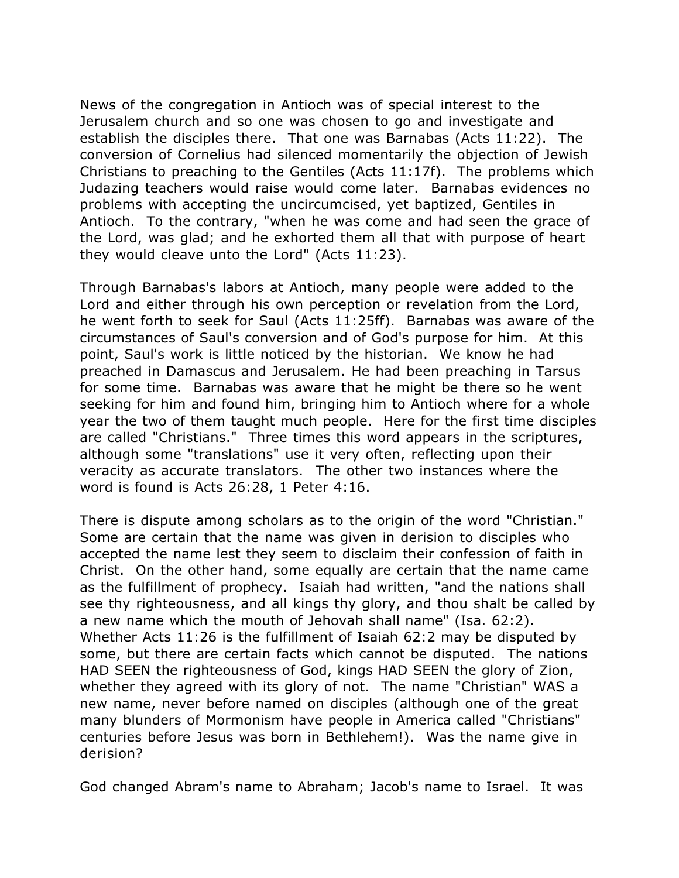News of the congregation in Antioch was of special interest to the Jerusalem church and so one was chosen to go and investigate and establish the disciples there. That one was Barnabas (Acts 11:22). The conversion of Cornelius had silenced momentarily the objection of Jewish Christians to preaching to the Gentiles (Acts 11:17f). The problems which Judazing teachers would raise would come later. Barnabas evidences no problems with accepting the uncircumcised, yet baptized, Gentiles in Antioch. To the contrary, "when he was come and had seen the grace of the Lord, was glad; and he exhorted them all that with purpose of heart they would cleave unto the Lord" (Acts 11:23).

Through Barnabas's labors at Antioch, many people were added to the Lord and either through his own perception or revelation from the Lord, he went forth to seek for Saul (Acts 11:25ff). Barnabas was aware of the circumstances of Saul's conversion and of God's purpose for him. At this point, Saul's work is little noticed by the historian. We know he had preached in Damascus and Jerusalem. He had been preaching in Tarsus for some time. Barnabas was aware that he might be there so he went seeking for him and found him, bringing him to Antioch where for a whole year the two of them taught much people. Here for the first time disciples are called "Christians." Three times this word appears in the scriptures, although some "translations" use it very often, reflecting upon their veracity as accurate translators. The other two instances where the word is found is Acts 26:28, 1 Peter 4:16.

There is dispute among scholars as to the origin of the word "Christian." Some are certain that the name was given in derision to disciples who accepted the name lest they seem to disclaim their confession of faith in Christ. On the other hand, some equally are certain that the name came as the fulfillment of prophecy. Isaiah had written, "and the nations shall see thy righteousness, and all kings thy glory, and thou shalt be called by a new name which the mouth of Jehovah shall name" (Isa. 62:2). Whether Acts 11:26 is the fulfillment of Isaiah 62:2 may be disputed by some, but there are certain facts which cannot be disputed. The nations HAD SEEN the righteousness of God, kings HAD SEEN the glory of Zion, whether they agreed with its glory of not. The name "Christian" WAS a new name, never before named on disciples (although one of the great many blunders of Mormonism have people in America called "Christians" centuries before Jesus was born in Bethlehem!). Was the name give in derision?

God changed Abram's name to Abraham; Jacob's name to Israel. It was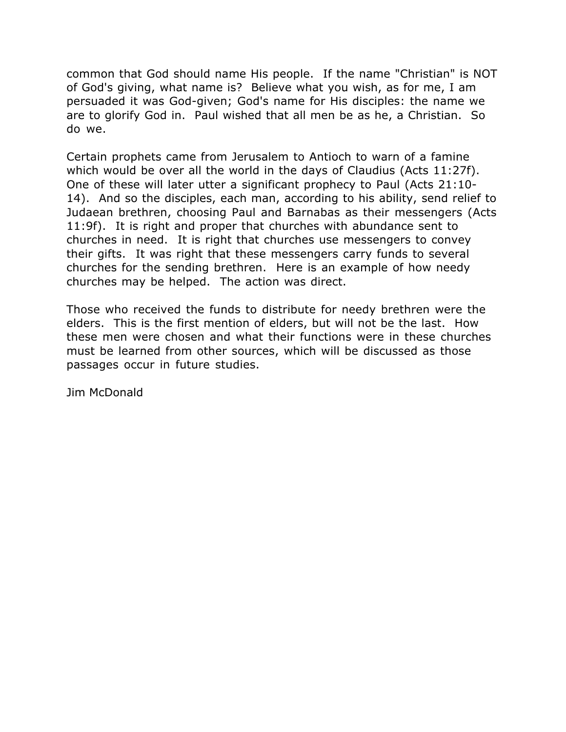common that God should name His people.  If the name "Christian" is NOT of God's giving, what name is?  Believe what you wish, as for me, I am persuaded it was God-given; God's name for His disciples: the name we are to glorify God in.  Paul wished that all men be as he, a Christian.  So do we.

Certain prophets came from Jerusalem to Antioch to warn of a famine which would be over all the world in the days of Claudius (Acts 11:27f).  One of these will later utter a significant prophecy to Paul (Acts 21:10-14).  And so the disciples, each man, according to his ability, send relief to Judaean brethren, choosing Paul and Barnabas as their messengers (Acts 11:9f).  It is right and proper that churches with abundance sent to churches in need.  It is right that churches use messengers to convey their gifts.  It was right that these messengers carry funds to several churches for the sending brethren.  Here is an example of how needy churches may be helped.  The action was direct.

Those who received the funds to distribute for needy brethren were the elders.  This is the first mention of elders, but will not be the last.  How these men were chosen and what their functions were in these churches must be learned from other sources, which will be discussed as those passages occur in future studies.

Jim McDonald